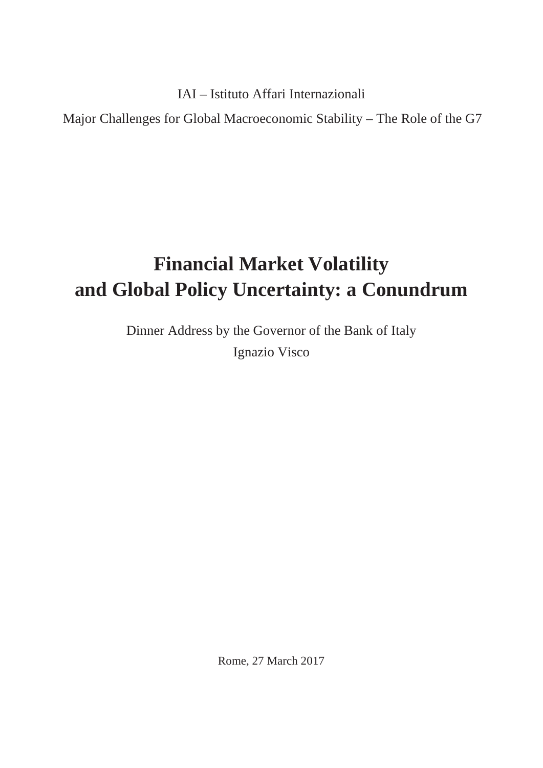IAI – Istituto Affari Internazionali

Major Challenges for Global Macroeconomic Stability – The Role of the G7

# Financial Market Volatility and Global Policy Uncertainty: a Conundrum

Dinner Address by the Governor of the Bank of Italy

Ignazio Visco

Rome, 27 March 2017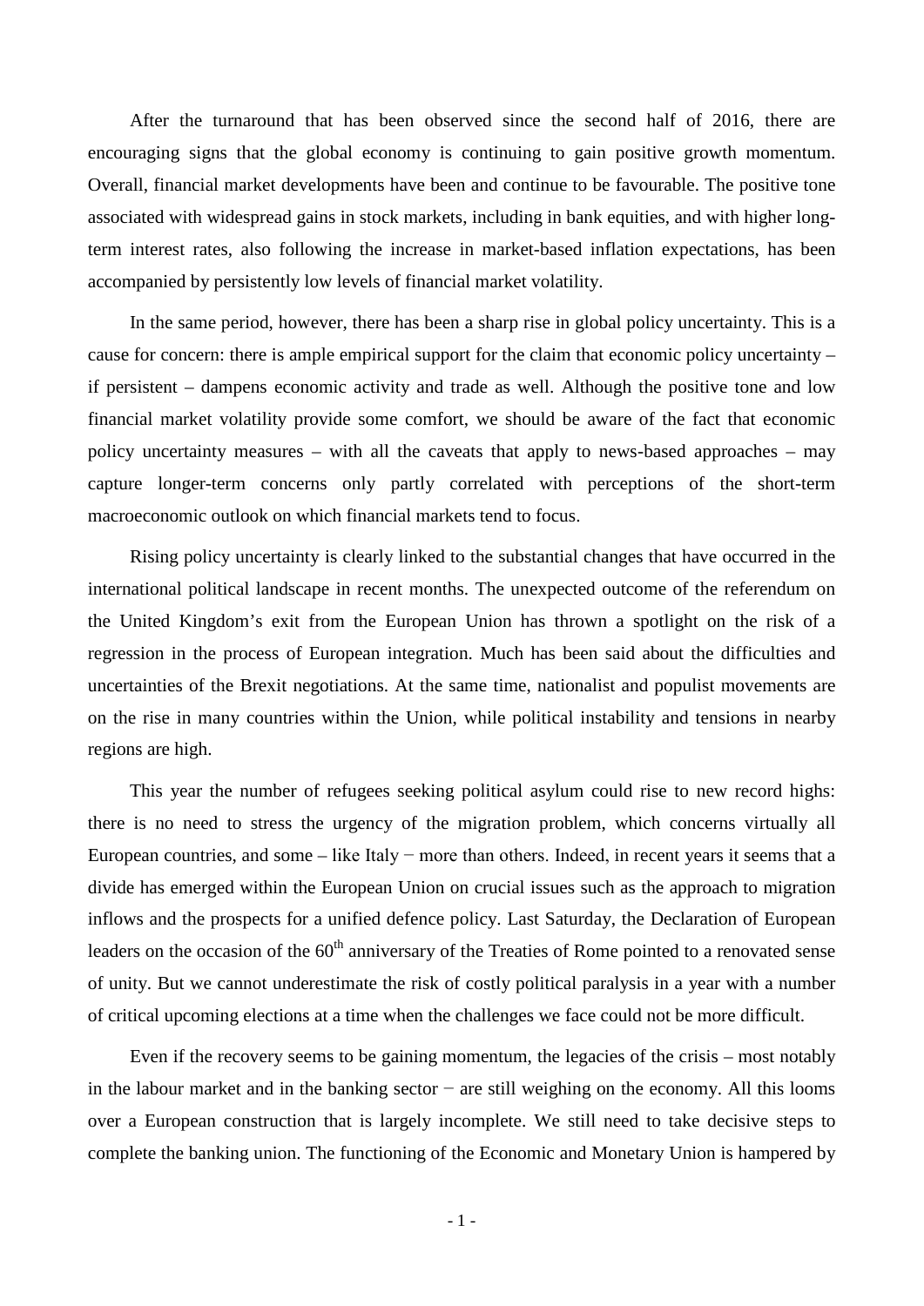After the turnaround that has been observed since the second half of 2016, there are encouraging signs that the global economy is continuing to gain positive growth momentum. Overall, financial market developments have been and continue to be favourable. The positive tone associated with widespread gains in stock markets, including in bank equities, and with higher long-term interest rates, also following the increase in market-based inflation expectations, has been accompanied by persistently low levels of financial market volatility.

In the same period, however, there has been a sharp rise in global policy uncertainty. This is a cause for concern: there is ample empirical support for the claim that economic policy uncertainty – if persistent – dampens economic activity and trade as well. Although the positive tone and low financial market volatility provide some comfort, we should be aware of the fact that economic policy uncertainty measures – with all the caveats that apply to news-based approaches – may capture longer-term concerns only partly correlated with perceptions of the short-term macroeconomic outlook on which financial markets tend to focus.

Rising policy uncertainty is clearly linked to the substantial changes that have occurred in the international political landscape in recent months. The unexpected outcome of the referendum on the United Kingdom's exit from the European Union has thrown a spotlight on the risk of a regression in the process of European integration. Much has been said about the difficulties and uncertainties of the Brexit negotiations. At the same time, nationalist and populist movements are on the rise in many countries within the Union, while political instability and tensions in nearby regions are high.

This year the number of refugees seeking political asylum could rise to new record highs: there is no need to stress the urgency of the migration problem, which concerns virtually all European countries, and some – like Italy − more than others. Indeed, in recent years it seems that a divide has emerged within the European Union on crucial issues such as the approach to migration inflows and the prospects for a unified defence policy. Last Saturday, the Declaration of European leaders on the occasion of the 60th anniversary of the Treaties of Rome pointed to a renovated sense of unity. But we cannot underestimate the risk of costly political paralysis in a year with a number of critical upcoming elections at a time when the challenges we face could not be more difficult.

Even if the recovery seems to be gaining momentum, the legacies of the crisis – most notably in the labour market and in the banking sector − are still weighing on the economy. All this looms over a European construction that is largely incomplete. We still need to take decisive steps to complete the banking union. The functioning of the Economic and Monetary Union is hampered by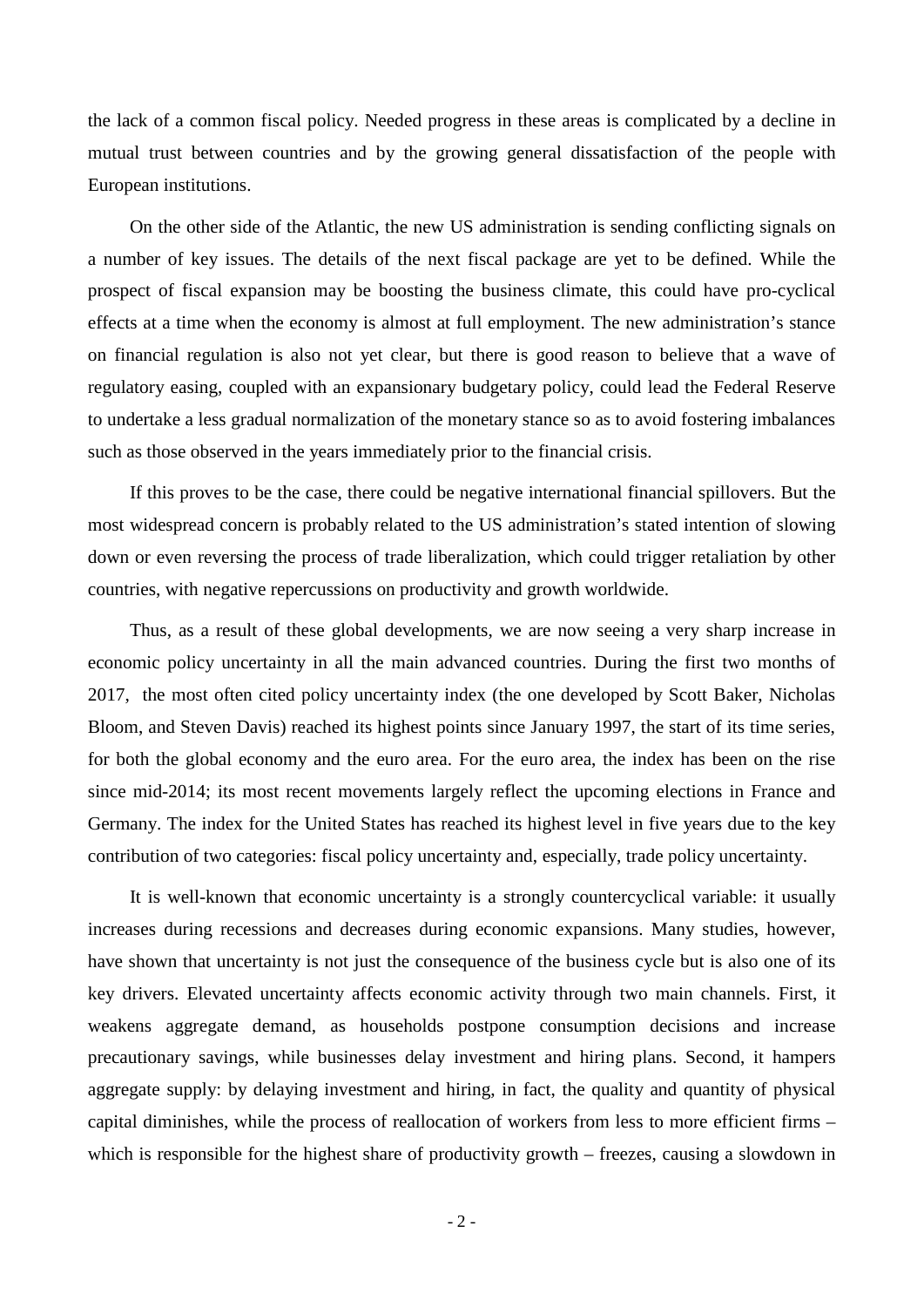the lack of a common fiscal policy. Needed progress in these areas is complicated by a decline in mutual trust between countries and by the growing general dissatisfaction of the people with European institutions.

On the other side of the Atlantic, the new US administration is sending conflicting signals on a number of key issues. The details of the next fiscal package are yet to be defined. While the prospect of fiscal expansion may be boosting the business climate, this could have pro-cyclical effects at a time when the economy is almost at full employment. The new administration's stance on financial regulation is also not yet clear, but there is good reason to believe that a wave of regulatory easing, coupled with an expansionary budgetary policy, could lead the Federal Reserve to undertake a less gradual normalization of the monetary stance so as to avoid fostering imbalances such as those observed in the years immediately prior to the financial crisis.

If this proves to be the case, there could be negative international financial spillovers. But the most widespread concern is probably related to the US administration's stated intention of slowing down or even reversing the process of trade liberalization, which could trigger retaliation by other countries, with negative repercussions on productivity and growth worldwide.

Thus, as a result of these global developments, we are now seeing a very sharp increase in economic policy uncertainty in all the main advanced countries. During the first two months of 2017, the most often cited policy uncertainty index (the one developed by Scott Baker, Nicholas Bloom, and Steven Davis) reached its highest points since January 1997, the start of its time series, for both the global economy and the euro area. For the euro area, the index has been on the rise since mid-2014; its most recent movements largely reflect the upcoming elections in France and Germany. The index for the United States has reached its highest level in five years due to the key contribution of two categories: fiscal policy uncertainty and, especially, trade policy uncertainty.

It is well-known that economic uncertainty is a strongly countercyclical variable: it usually increases during recessions and decreases during economic expansions. Many studies, however, have shown that uncertainty is not just the consequence of the business cycle but is also one of its key drivers. Elevated uncertainty affects economic activity through two main channels. First, it weakens aggregate demand, as households postpone consumption decisions and increase precautionary savings, while businesses delay investment and hiring plans. Second, it hampers aggregate supply: by delaying investment and hiring, in fact, the quality and quantity of physical capital diminishes, while the process of reallocation of workers from less to more efficient firms – which is responsible for the highest share of productivity growth – freezes, causing a slowdown in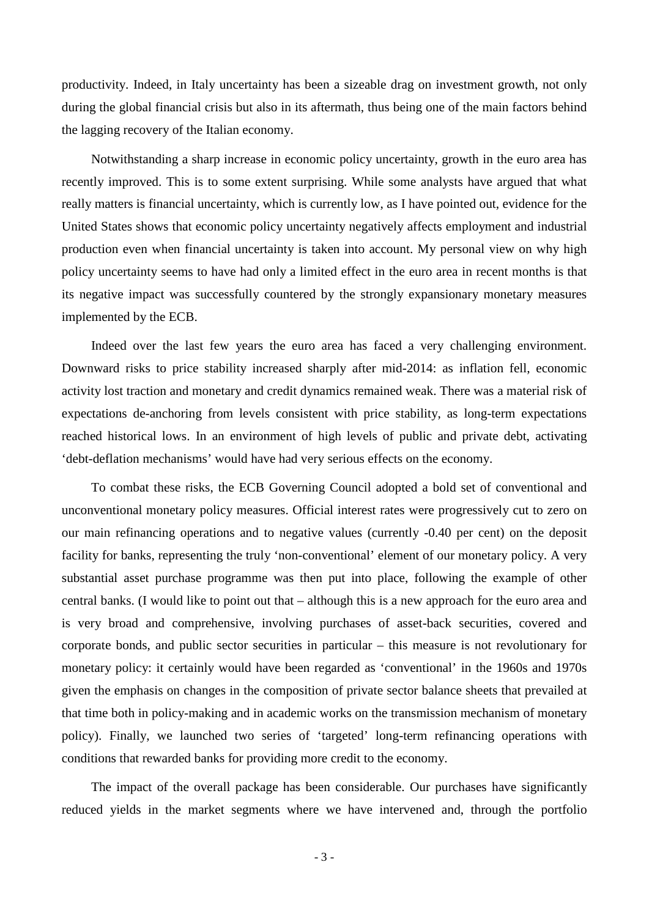productivity. Indeed, in Italy uncertainty has been a sizeable drag on investment growth, not only during the global financial crisis but also in its aftermath, thus being one of the main factors behind the lagging recovery of the Italian economy.

Notwithstanding a sharp increase in economic policy uncertainty, growth in the euro area has recently improved. This is to some extent surprising. While some analysts have argued that what really matters is financial uncertainty, which is currently low, as I have pointed out, evidence for the United States shows that economic policy uncertainty negatively affects employment and industrial production even when financial uncertainty is taken into account. My personal view on why high policy uncertainty seems to have had only a limited effect in the euro area in recent months is that its negative impact was successfully countered by the strongly expansionary monetary measures implemented by the ECB.

Indeed over the last few years the euro area has faced a very challenging environment. Downward risks to price stability increased sharply after mid-2014: as inflation fell, economic activity lost traction and monetary and credit dynamics remained weak. There was a material risk of expectations de-anchoring from levels consistent with price stability, as long-term expectations reached historical lows. In an environment of high levels of public and private debt, activating 'debt-deflation mechanisms' would have had very serious effects on the economy.

To combat these risks, the ECB Governing Council adopted a bold set of conventional and unconventional monetary policy measures. Official interest rates were progressively cut to zero on our main refinancing operations and to negative values (currently -0.40 per cent) on the deposit facility for banks, representing the truly 'non-conventional' element of our monetary policy. A very substantial asset purchase programme was then put into place, following the example of other central banks. (I would like to point out that – although this is a new approach for the euro area and is very broad and comprehensive, involving purchases of asset-back securities, covered and corporate bonds, and public sector securities in particular – this measure is not revolutionary for monetary policy: it certainly would have been regarded as 'conventional' in the 1960s and 1970s given the emphasis on changes in the composition of private sector balance sheets that prevailed at that time both in policy-making and in academic works on the transmission mechanism of monetary policy). Finally, we launched two series of 'targeted' long-term refinancing operations with conditions that rewarded banks for providing more credit to the economy.

The impact of the overall package has been considerable. Our purchases have significantly reduced yields in the market segments where we have intervened and, through the portfolio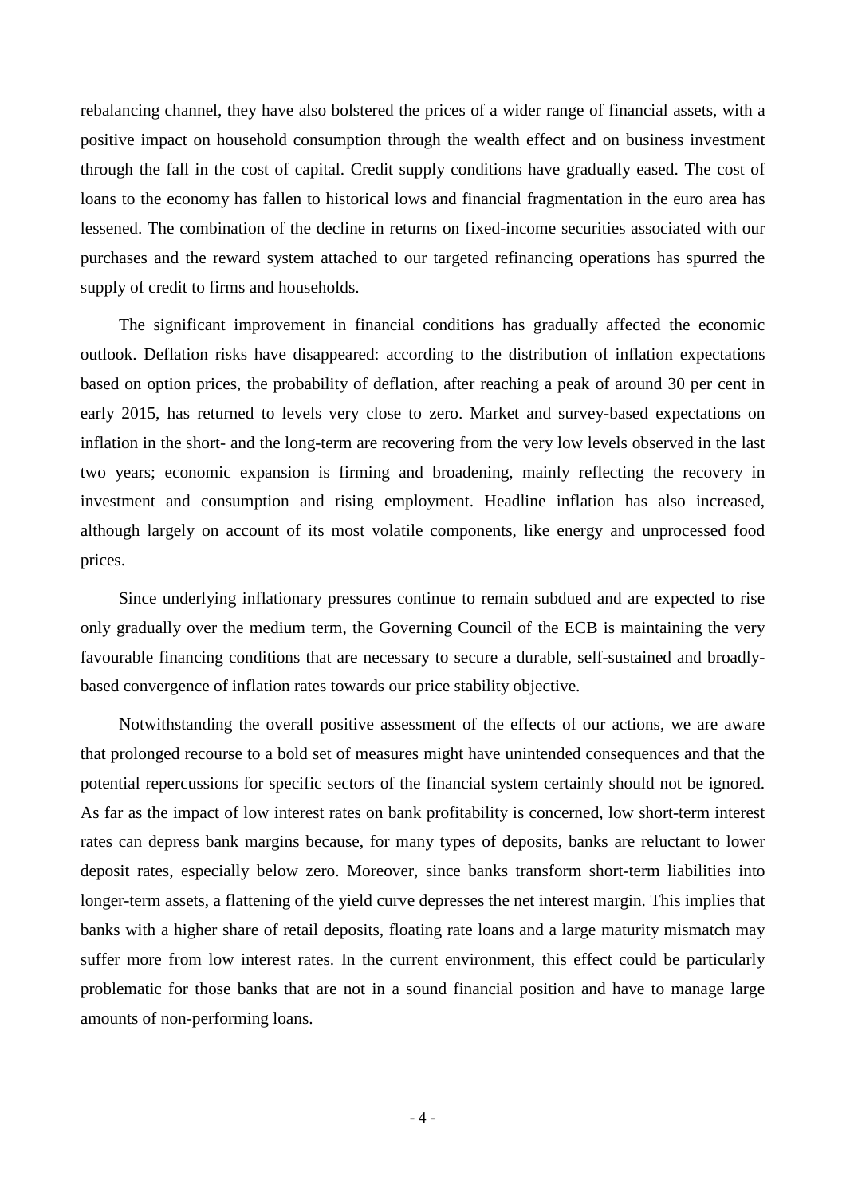rebalancing channel, they have also bolstered the prices of a wider range of financial assets, with a positive impact on household consumption through the wealth effect and on business investment through the fall in the cost of capital. Credit supply conditions have gradually eased. The cost of loans to the economy has fallen to historical lows and financial fragmentation in the euro area has lessened. The combination of the decline in returns on fixed-income securities associated with our purchases and the reward system attached to our targeted refinancing operations has spurred the supply of credit to firms and households.

The significant improvement in financial conditions has gradually affected the economic outlook. Deflation risks have disappeared: according to the distribution of inflation expectations based on option prices, the probability of deflation, after reaching a peak of around 30 per cent in early 2015, has returned to levels very close to zero. Market and survey-based expectations on inflation in the short- and the long-term are recovering from the very low levels observed in the last two years; economic expansion is firming and broadening, mainly reflecting the recovery in investment and consumption and rising employment. Headline inflation has also increased, although largely on account of its most volatile components, like energy and unprocessed food prices.

Since underlying inflationary pressures continue to remain subdued and are expected to rise only gradually over the medium term, the Governing Council of the ECB is maintaining the very favourable financing conditions that are necessary to secure a durable, self-sustained and broadly-based convergence of inflation rates towards our price stability objective.

Notwithstanding the overall positive assessment of the effects of our actions, we are aware that prolonged recourse to a bold set of measures might have unintended consequences and that the potential repercussions for specific sectors of the financial system certainly should not be ignored. As far as the impact of low interest rates on bank profitability is concerned, low short-term interest rates can depress bank margins because, for many types of deposits, banks are reluctant to lower deposit rates, especially below zero. Moreover, since banks transform short-term liabilities into longer-term assets, a flattening of the yield curve depresses the net interest margin. This implies that banks with a higher share of retail deposits, floating rate loans and a large maturity mismatch may suffer more from low interest rates. In the current environment, this effect could be particularly problematic for those banks that are not in a sound financial position and have to manage large amounts of non-performing loans.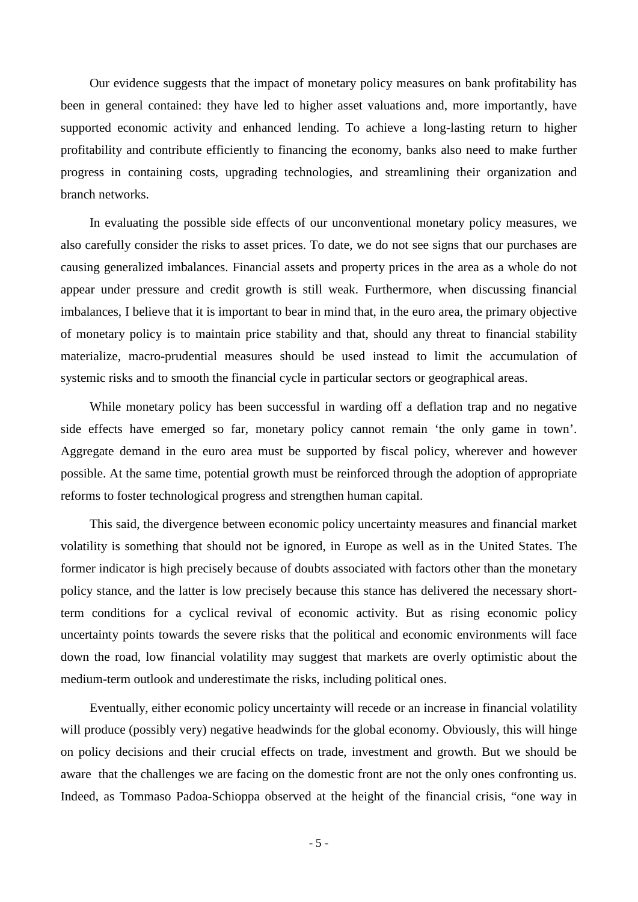Our evidence suggests that the impact of monetary policy measures on bank profitability has been in general contained: they have led to higher asset valuations and, more importantly, have supported economic activity and enhanced lending. To achieve a long-lasting return to higher profitability and contribute efficiently to financing the economy, banks also need to make further progress in containing costs, upgrading technologies, and streamlining their organization and branch networks.

In evaluating the possible side effects of our unconventional monetary policy measures, we also carefully consider the risks to asset prices. To date, we do not see signs that our purchases are causing generalized imbalances. Financial assets and property prices in the area as a whole do not appear under pressure and credit growth is still weak. Furthermore, when discussing financial imbalances, I believe that it is important to bear in mind that, in the euro area, the primary objective of monetary policy is to maintain price stability and that, should any threat to financial stability materialize, macro-prudential measures should be used instead to limit the accumulation of systemic risks and to smooth the financial cycle in particular sectors or geographical areas.

While monetary policy has been successful in warding off a deflation trap and no negative side effects have emerged so far, monetary policy cannot remain 'the only game in town'. Aggregate demand in the euro area must be supported by fiscal policy, wherever and however possible. At the same time, potential growth must be reinforced through the adoption of appropriate reforms to foster technological progress and strengthen human capital.

This said, the divergence between economic policy uncertainty measures and financial market volatility is something that should not be ignored, in Europe as well as in the United States. The former indicator is high precisely because of doubts associated with factors other than the monetary policy stance, and the latter is low precisely because this stance has delivered the necessary short-term conditions for a cyclical revival of economic activity. But as rising economic policy uncertainty points towards the severe risks that the political and economic environments will face down the road, low financial volatility may suggest that markets are overly optimistic about the medium-term outlook and underestimate the risks, including political ones.

Eventually, either economic policy uncertainty will recede or an increase in financial volatility will produce (possibly very) negative headwinds for the global economy. Obviously, this will hinge on policy decisions and their crucial effects on trade, investment and growth. But we should be aware that the challenges we are facing on the domestic front are not the only ones confronting us. Indeed, as Tommaso Padoa-Schioppa observed at the height of the financial crisis, "one way in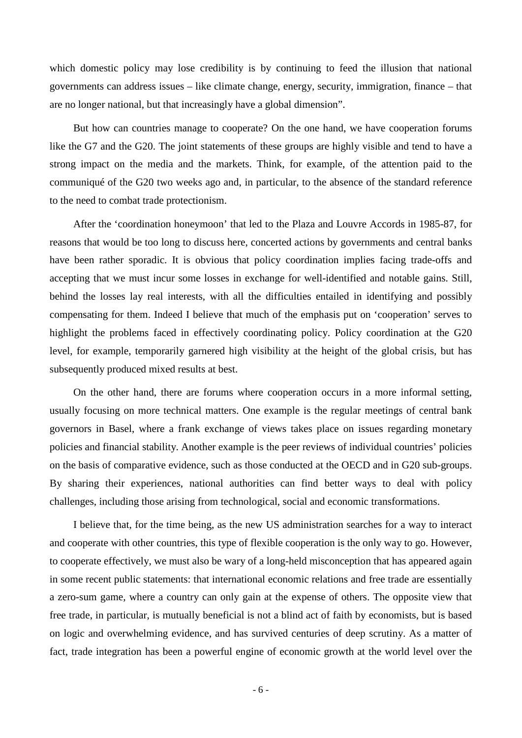which domestic policy may lose credibility is by continuing to feed the illusion that national governments can address issues – like climate change, energy, security, immigration, finance – that are no longer national, but that increasingly have a global dimension".

But how can countries manage to cooperate? On the one hand, we have cooperation forums like the G7 and the G20. The joint statements of these groups are highly visible and tend to have a strong impact on the media and the markets. Think, for example, of the attention paid to the communiqué of the G20 two weeks ago and, in particular, to the absence of the standard reference to the need to combat trade protectionism.

After the 'coordination honeymoon' that led to the Plaza and Louvre Accords in 1985-87, for reasons that would be too long to discuss here, concerted actions by governments and central banks have been rather sporadic. It is obvious that policy coordination implies facing trade-offs and accepting that we must incur some losses in exchange for well-identified and notable gains. Still, behind the losses lay real interests, with all the difficulties entailed in identifying and possibly compensating for them. Indeed I believe that much of the emphasis put on 'cooperation' serves to highlight the problems faced in effectively coordinating policy. Policy coordination at the G20 level, for example, temporarily garnered high visibility at the height of the global crisis, but has subsequently produced mixed results at best.

On the other hand, there are forums where cooperation occurs in a more informal setting, usually focusing on more technical matters. One example is the regular meetings of central bank governors in Basel, where a frank exchange of views takes place on issues regarding monetary policies and financial stability. Another example is the peer reviews of individual countries' policies on the basis of comparative evidence, such as those conducted at the OECD and in G20 sub-groups. By sharing their experiences, national authorities can find better ways to deal with policy challenges, including those arising from technological, social and economic transformations.

I believe that, for the time being, as the new US administration searches for a way to interact and cooperate with other countries, this type of flexible cooperation is the only way to go. However, to cooperate effectively, we must also be wary of a long-held misconception that has appeared again in some recent public statements: that international economic relations and free trade are essentially a zero-sum game, where a country can only gain at the expense of others. The opposite view that free trade, in particular, is mutually beneficial is not a blind act of faith by economists, but is based on logic and overwhelming evidence, and has survived centuries of deep scrutiny. As a matter of fact, trade integration has been a powerful engine of economic growth at the world level over the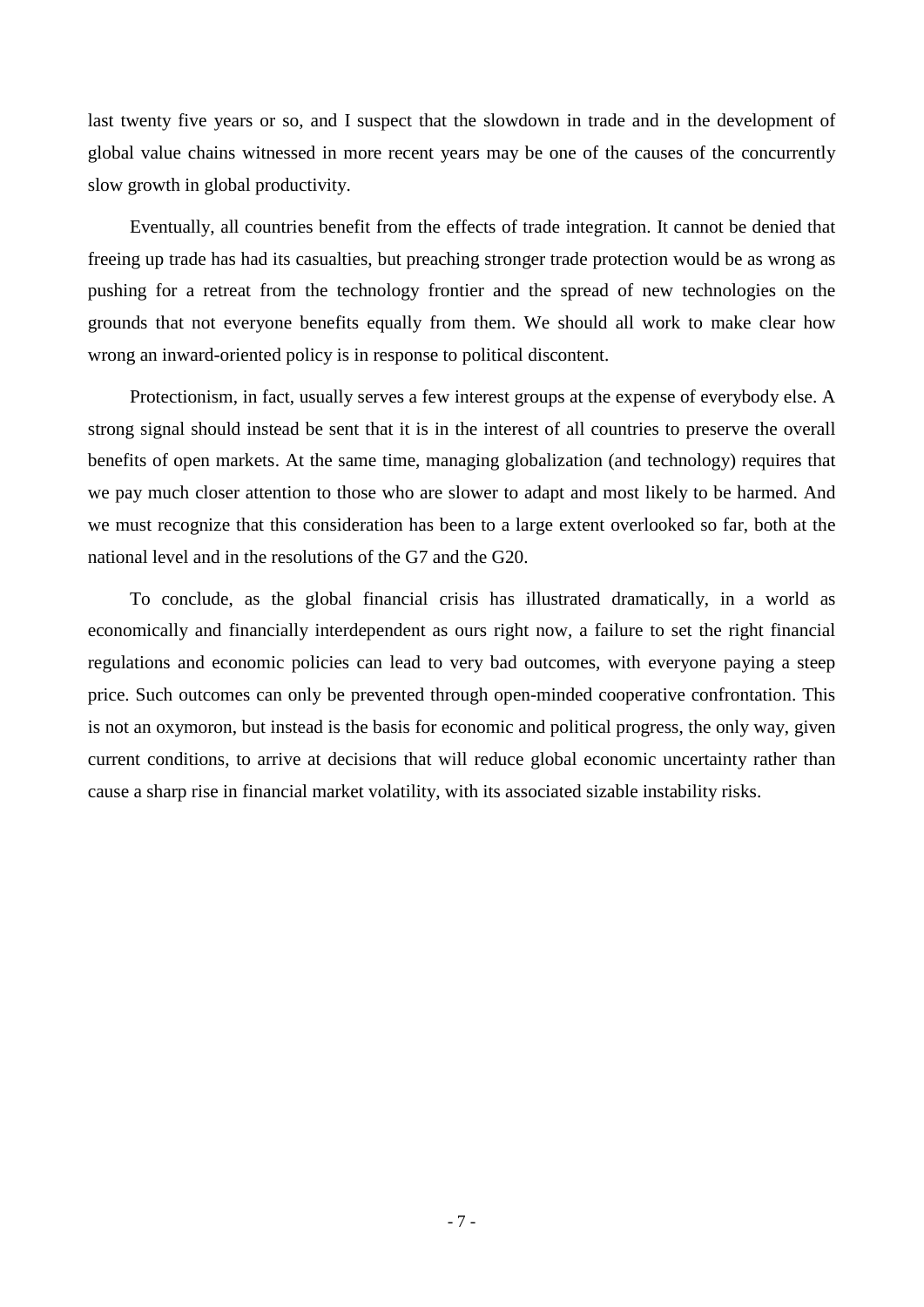last twenty five years or so, and I suspect that the slowdown in trade and in the development of global value chains witnessed in more recent years may be one of the causes of the concurrently slow growth in global productivity.

Eventually, all countries benefit from the effects of trade integration. It cannot be denied that freeing up trade has had its casualties, but preaching stronger trade protection would be as wrong as pushing for a retreat from the technology frontier and the spread of new technologies on the grounds that not everyone benefits equally from them. We should all work to make clear how wrong an inward-oriented policy is in response to political discontent.

Protectionism, in fact, usually serves a few interest groups at the expense of everybody else. A strong signal should instead be sent that it is in the interest of all countries to preserve the overall benefits of open markets. At the same time, managing globalization (and technology) requires that we pay much closer attention to those who are slower to adapt and most likely to be harmed. And we must recognize that this consideration has been to a large extent overlooked so far, both at the national level and in the resolutions of the G7 and the G20.

To conclude, as the global financial crisis has illustrated dramatically, in a world as economically and financially interdependent as ours right now, a failure to set the right financial regulations and economic policies can lead to very bad outcomes, with everyone paying a steep price. Such outcomes can only be prevented through open-minded cooperative confrontation. This is not an oxymoron, but instead is the basis for economic and political progress, the only way, given current conditions, to arrive at decisions that will reduce global economic uncertainty rather than cause a sharp rise in financial market volatility, with its associated sizable instability risks.